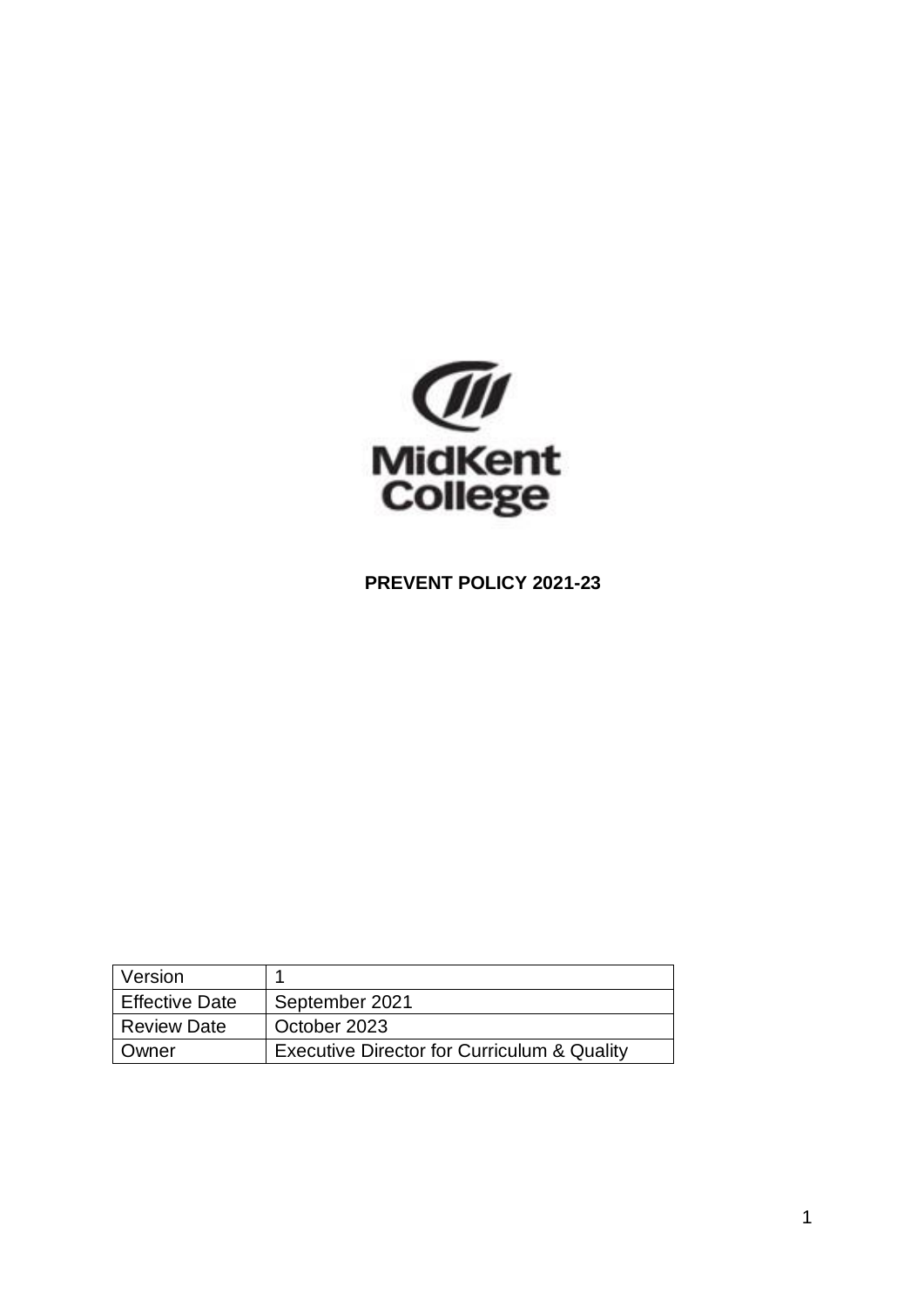MidKent College

**PREVENT POLICY 2021-23**

| Version | 1 |
|---|---|
| Effective Date | September 2021 |
| Review Date | October 2023 |
| Owner | Executive Director for Curriculum & Quality |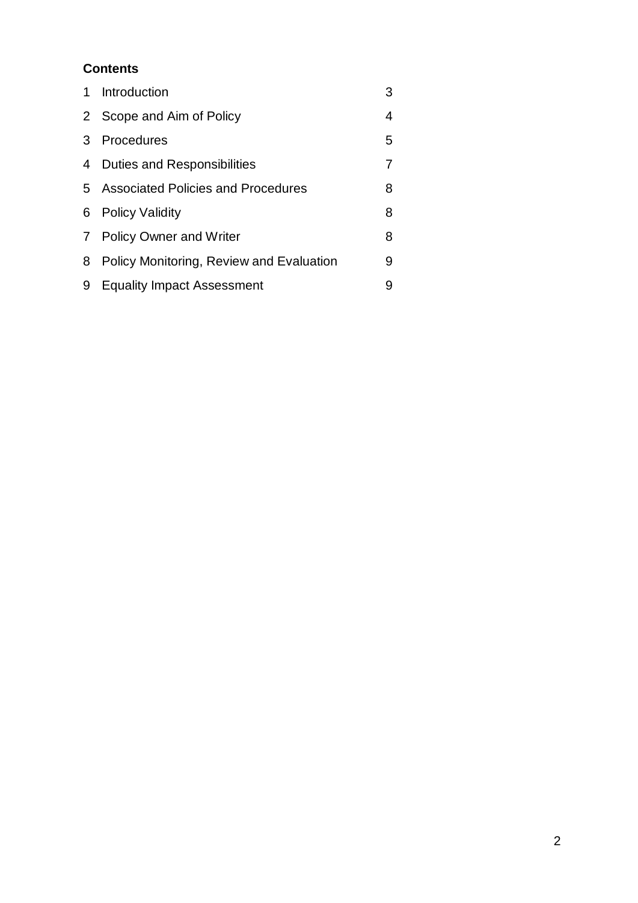**Contents**

| | | |
|---|---|---|
| 1 | Introduction | 3 |
| 2 | Scope and Aim of Policy | 4 |
| 3 | Procedures | 5 |
| 4 | Duties and Responsibilities | 7 |
| 5 | Associated Policies and Procedures | 8 |
| 6 | Policy Validity | 8 |
| 7 | Policy Owner and Writer | 8 |
| 8 | Policy Monitoring, Review and Evaluation | 9 |
| 9 | Equality Impact Assessment | 9 |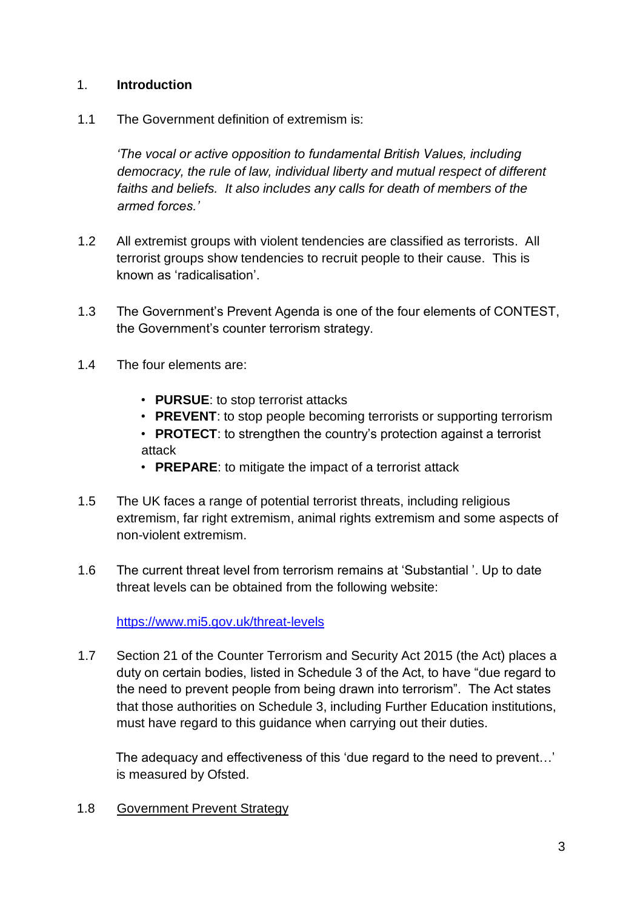## 1. Introduction

1.1 The Government definition of extremism is:

*'The vocal or active opposition to fundamental British Values, including democracy, the rule of law, individual liberty and mutual respect of different faiths and beliefs. It also includes any calls for death of members of the armed forces.'*

1.2 All extremist groups with violent tendencies are classified as terrorists. All terrorist groups show tendencies to recruit people to their cause. This is known as 'radicalisation'.

1.3 The Government's Prevent Agenda is one of the four elements of CONTEST, the Government's counter terrorism strategy.

1.4 The four elements are:

- **PURSUE**: to stop terrorist attacks
- **PREVENT**: to stop people becoming terrorists or supporting terrorism
- **PROTECT**: to strengthen the country's protection against a terrorist attack
- **PREPARE**: to mitigate the impact of a terrorist attack

1.5 The UK faces a range of potential terrorist threats, including religious extremism, far right extremism, animal rights extremism and some aspects of non-violent extremism.

1.6 The current threat level from terrorism remains at 'Substantial '. Up to date threat levels can be obtained from the following website:

[https://www.mi5.gov.uk/threat-levels](https://www.mi5.gov.uk/threat-levels)

1.7 Section 21 of the Counter Terrorism and Security Act 2015 (the Act) places a duty on certain bodies, listed in Schedule 3 of the Act, to have "due regard to the need to prevent people from being drawn into terrorism". The Act states that those authorities on Schedule 3, including Further Education institutions, must have regard to this guidance when carrying out their duties.

The adequacy and effectiveness of this 'due regard to the need to prevent…' is measured by Ofsted.

1.8 <u>Government Prevent Strategy</u>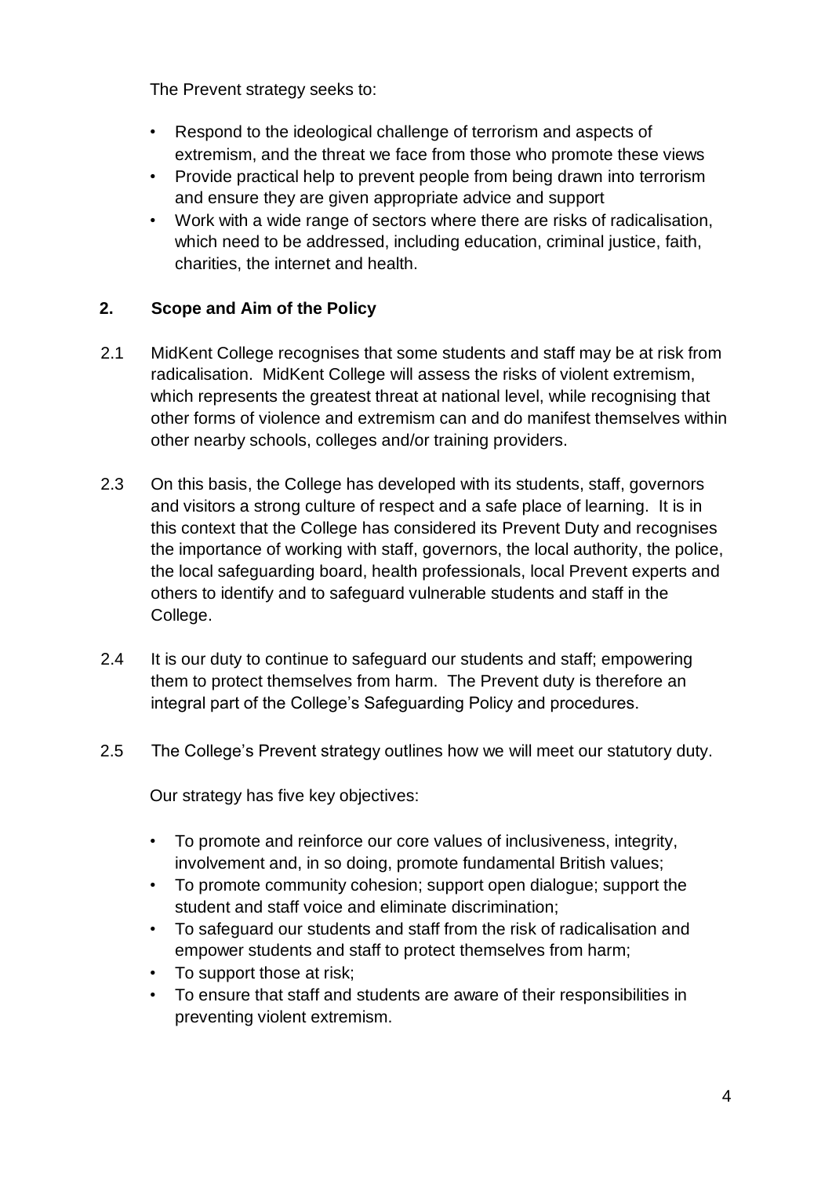The Prevent strategy seeks to:

- Respond to the ideological challenge of terrorism and aspects of extremism, and the threat we face from those who promote these views
- Provide practical help to prevent people from being drawn into terrorism and ensure they are given appropriate advice and support
- Work with a wide range of sectors where there are risks of radicalisation, which need to be addressed, including education, criminal justice, faith, charities, the internet and health.

## 2. Scope and Aim of the Policy

2.1 MidKent College recognises that some students and staff may be at risk from radicalisation. MidKent College will assess the risks of violent extremism, which represents the greatest threat at national level, while recognising that other forms of violence and extremism can and do manifest themselves within other nearby schools, colleges and/or training providers.

2.3 On this basis, the College has developed with its students, staff, governors and visitors a strong culture of respect and a safe place of learning. It is in this context that the College has considered its Prevent Duty and recognises the importance of working with staff, governors, the local authority, the police, the local safeguarding board, health professionals, local Prevent experts and others to identify and to safeguard vulnerable students and staff in the College.

2.4 It is our duty to continue to safeguard our students and staff; empowering them to protect themselves from harm. The Prevent duty is therefore an integral part of the College's Safeguarding Policy and procedures.

2.5 The College's Prevent strategy outlines how we will meet our statutory duty.

Our strategy has five key objectives:

- To promote and reinforce our core values of inclusiveness, integrity, involvement and, in so doing, promote fundamental British values;
- To promote community cohesion; support open dialogue; support the student and staff voice and eliminate discrimination;
- To safeguard our students and staff from the risk of radicalisation and empower students and staff to protect themselves from harm;
- To support those at risk;
- To ensure that staff and students are aware of their responsibilities in preventing violent extremism.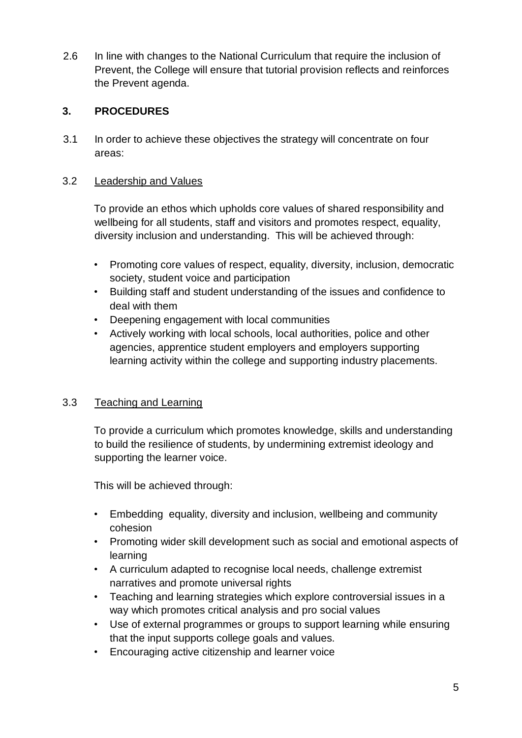2.6 In line with changes to the National Curriculum that require the inclusion of Prevent, the College will ensure that tutorial provision reflects and reinforces the Prevent agenda.

## 3. PROCEDURES

3.1 In order to achieve these objectives the strategy will concentrate on four areas:

3.2 <u>Leadership and Values</u>

To provide an ethos which upholds core values of shared responsibility and wellbeing for all students, staff and visitors and promotes respect, equality, diversity inclusion and understanding. This will be achieved through:

- Promoting core values of respect, equality, diversity, inclusion, democratic society, student voice and participation
- Building staff and student understanding of the issues and confidence to deal with them
- Deepening engagement with local communities
- Actively working with local schools, local authorities, police and other agencies, apprentice student employers and employers supporting learning activity within the college and supporting industry placements.

3.3 <u>Teaching and Learning</u>

To provide a curriculum which promotes knowledge, skills and understanding to build the resilience of students, by undermining extremist ideology and supporting the learner voice.

This will be achieved through:

- Embedding equality, diversity and inclusion, wellbeing and community cohesion
- Promoting wider skill development such as social and emotional aspects of learning
- A curriculum adapted to recognise local needs, challenge extremist narratives and promote universal rights
- Teaching and learning strategies which explore controversial issues in a way which promotes critical analysis and pro social values
- Use of external programmes or groups to support learning while ensuring that the input supports college goals and values.
- Encouraging active citizenship and learner voice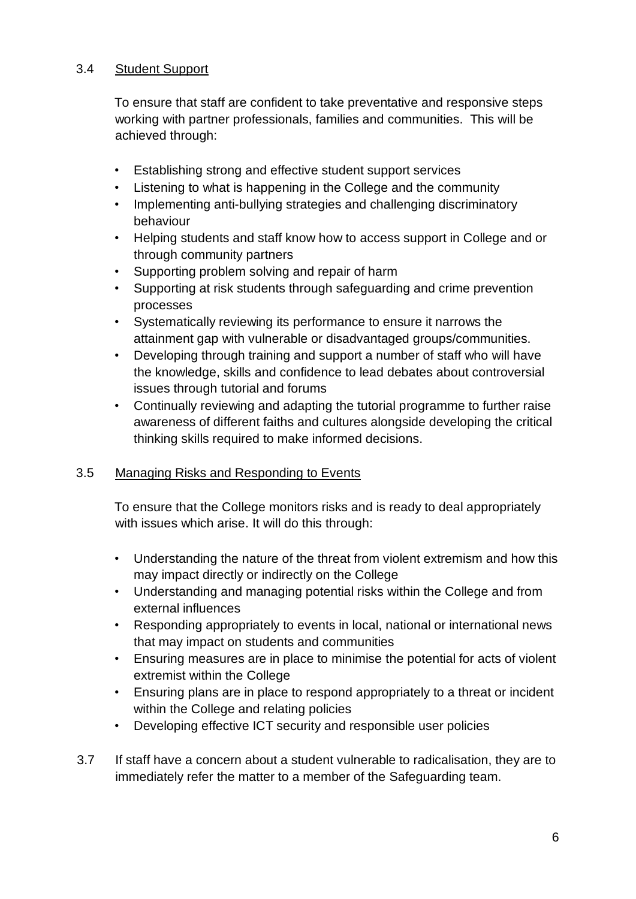### 3.4 Student Support

To ensure that staff are confident to take preventative and responsive steps working with partner professionals, families and communities. This will be achieved through:

- Establishing strong and effective student support services
- Listening to what is happening in the College and the community
- Implementing anti-bullying strategies and challenging discriminatory behaviour
- Helping students and staff know how to access support in College and or through community partners
- Supporting problem solving and repair of harm
- Supporting at risk students through safeguarding and crime prevention processes
- Systematically reviewing its performance to ensure it narrows the attainment gap with vulnerable or disadvantaged groups/communities.
- Developing through training and support a number of staff who will have the knowledge, skills and confidence to lead debates about controversial issues through tutorial and forums
- Continually reviewing and adapting the tutorial programme to further raise awareness of different faiths and cultures alongside developing the critical thinking skills required to make informed decisions.

### 3.5 Managing Risks and Responding to Events

To ensure that the College monitors risks and is ready to deal appropriately with issues which arise. It will do this through:

- Understanding the nature of the threat from violent extremism and how this may impact directly or indirectly on the College
- Understanding and managing potential risks within the College and from external influences
- Responding appropriately to events in local, national or international news that may impact on students and communities
- Ensuring measures are in place to minimise the potential for acts of violent extremist within the College
- Ensuring plans are in place to respond appropriately to a threat or incident within the College and relating policies
- Developing effective ICT security and responsible user policies

3.7 If staff have a concern about a student vulnerable to radicalisation, they are to immediately refer the matter to a member of the Safeguarding team.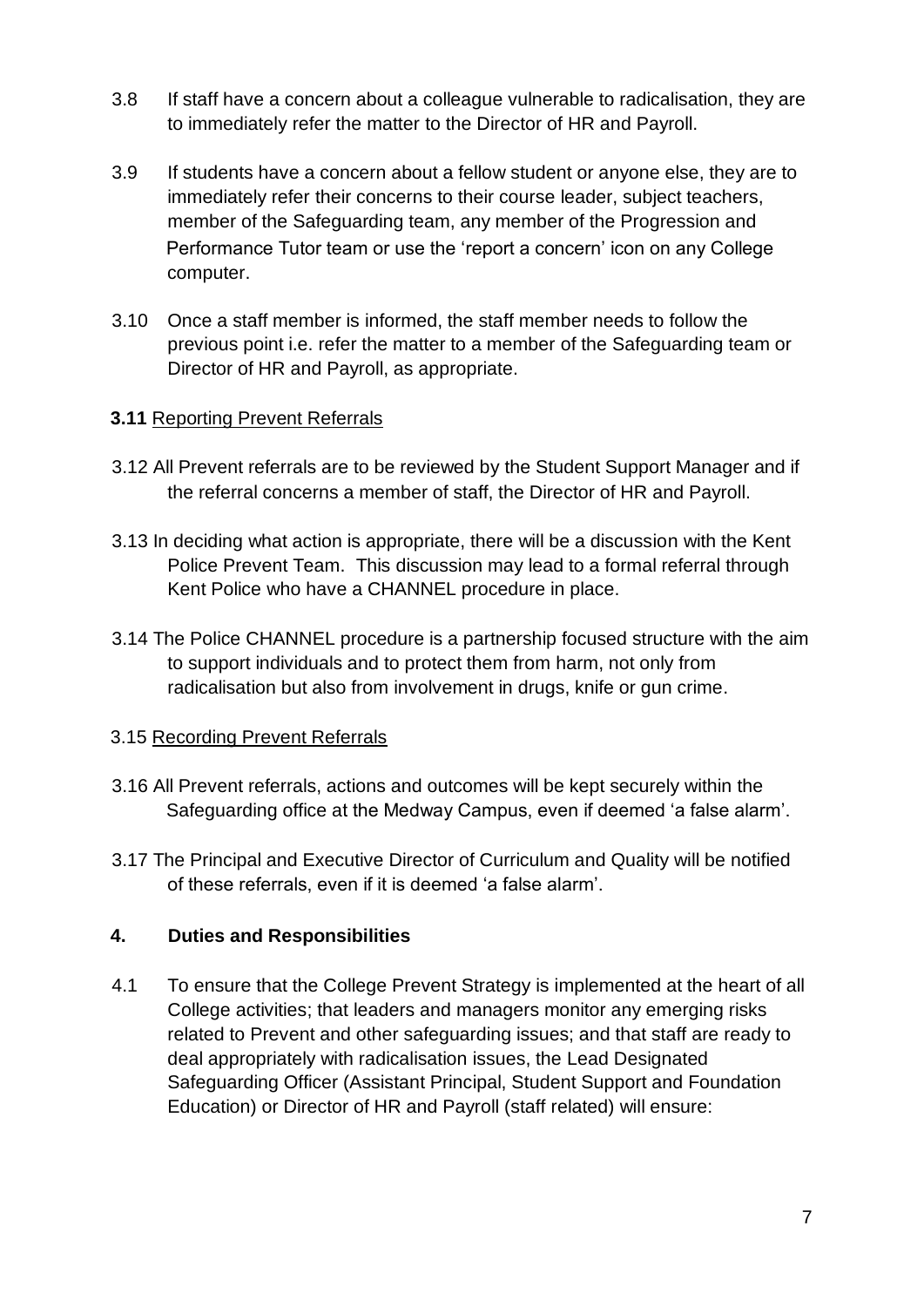3.8 If staff have a concern about a colleague vulnerable to radicalisation, they are to immediately refer the matter to the Director of HR and Payroll.

3.9 If students have a concern about a fellow student or anyone else, they are to immediately refer their concerns to their course leader, subject teachers, member of the Safeguarding team, any member of the Progression and Performance Tutor team or use the 'report a concern' icon on any College computer.

3.10 Once a staff member is informed, the staff member needs to follow the previous point i.e. refer the matter to a member of the Safeguarding team or Director of HR and Payroll, as appropriate.

**3.11** Reporting Prevent Referrals

3.12 All Prevent referrals are to be reviewed by the Student Support Manager and if the referral concerns a member of staff, the Director of HR and Payroll.

3.13 In deciding what action is appropriate, there will be a discussion with the Kent Police Prevent Team. This discussion may lead to a formal referral through Kent Police who have a CHANNEL procedure in place.

3.14 The Police CHANNEL procedure is a partnership focused structure with the aim to support individuals and to protect them from harm, not only from radicalisation but also from involvement in drugs, knife or gun crime.

3.15 Recording Prevent Referrals

3.16 All Prevent referrals, actions and outcomes will be kept securely within the Safeguarding office at the Medway Campus, even if deemed 'a false alarm'.

3.17 The Principal and Executive Director of Curriculum and Quality will be notified of these referrals, even if it is deemed 'a false alarm'.

## 4. Duties and Responsibilities

4.1 To ensure that the College Prevent Strategy is implemented at the heart of all College activities; that leaders and managers monitor any emerging risks related to Prevent and other safeguarding issues; and that staff are ready to deal appropriately with radicalisation issues, the Lead Designated Safeguarding Officer (Assistant Principal, Student Support and Foundation Education) or Director of HR and Payroll (staff related) will ensure: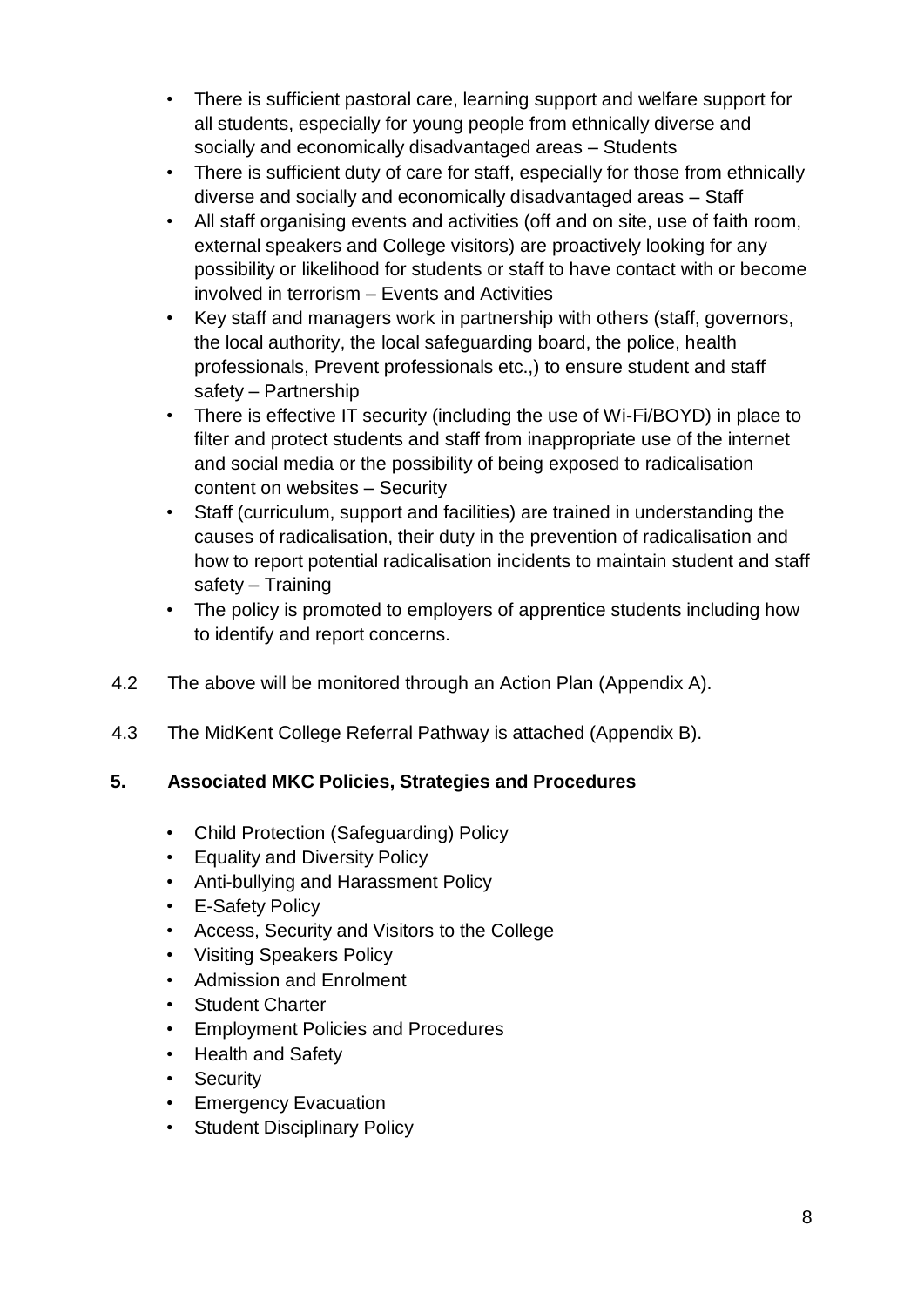- There is sufficient pastoral care, learning support and welfare support for all students, especially for young people from ethnically diverse and socially and economically disadvantaged areas – Students
- There is sufficient duty of care for staff, especially for those from ethnically diverse and socially and economically disadvantaged areas – Staff
- All staff organising events and activities (off and on site, use of faith room, external speakers and College visitors) are proactively looking for any possibility or likelihood for students or staff to have contact with or become involved in terrorism – Events and Activities
- Key staff and managers work in partnership with others (staff, governors, the local authority, the local safeguarding board, the police, health professionals, Prevent professionals etc.,) to ensure student and staff safety – Partnership
- There is effective IT security (including the use of Wi-Fi/BOYD) in place to filter and protect students and staff from inappropriate use of the internet and social media or the possibility of being exposed to radicalisation content on websites – Security
- Staff (curriculum, support and facilities) are trained in understanding the causes of radicalisation, their duty in the prevention of radicalisation and how to report potential radicalisation incidents to maintain student and staff safety – Training
- The policy is promoted to employers of apprentice students including how to identify and report concerns.

4.2 The above will be monitored through an Action Plan (Appendix A).

4.3 The MidKent College Referral Pathway is attached (Appendix B).

## 5. Associated MKC Policies, Strategies and Procedures

- Child Protection (Safeguarding) Policy
- Equality and Diversity Policy
- Anti-bullying and Harassment Policy
- E-Safety Policy
- Access, Security and Visitors to the College
- Visiting Speakers Policy
- Admission and Enrolment
- Student Charter
- Employment Policies and Procedures
- Health and Safety
- Security
- Emergency Evacuation
- Student Disciplinary Policy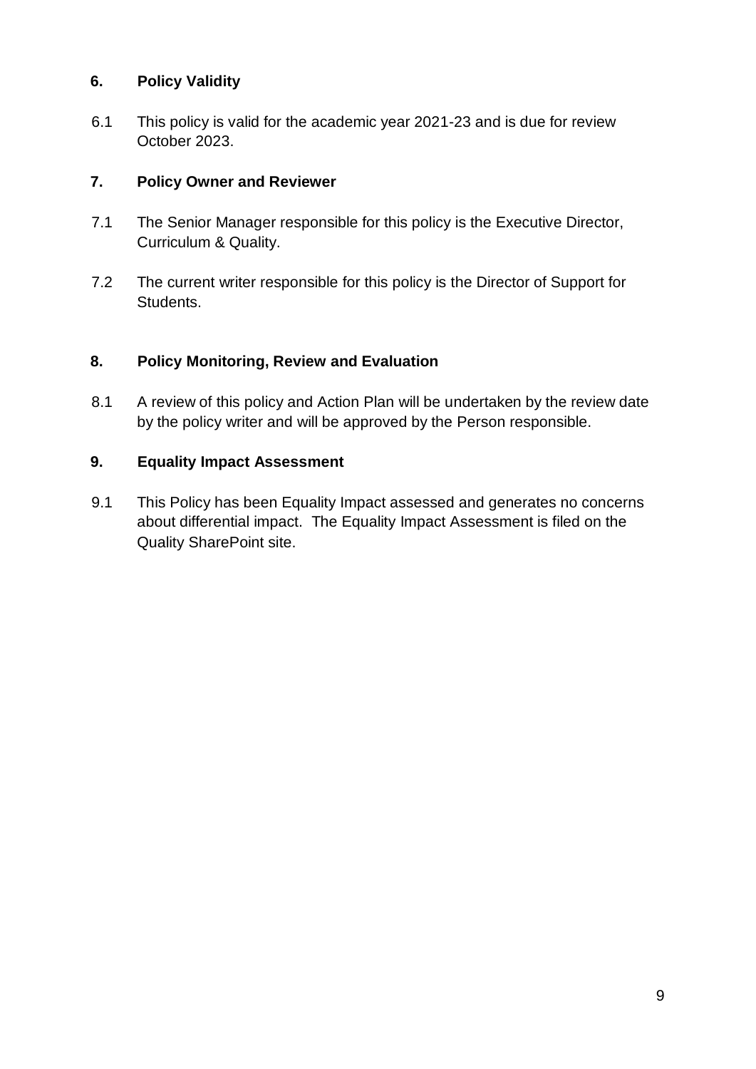## 6. Policy Validity

6.1 This policy is valid for the academic year 2021-23 and is due for review October 2023.

## 7. Policy Owner and Reviewer

7.1 The Senior Manager responsible for this policy is the Executive Director, Curriculum & Quality.

7.2 The current writer responsible for this policy is the Director of Support for Students.

## 8. Policy Monitoring, Review and Evaluation

8.1 A review of this policy and Action Plan will be undertaken by the review date by the policy writer and will be approved by the Person responsible.

## 9. Equality Impact Assessment

9.1 This Policy has been Equality Impact assessed and generates no concerns about differential impact. The Equality Impact Assessment is filed on the Quality SharePoint site.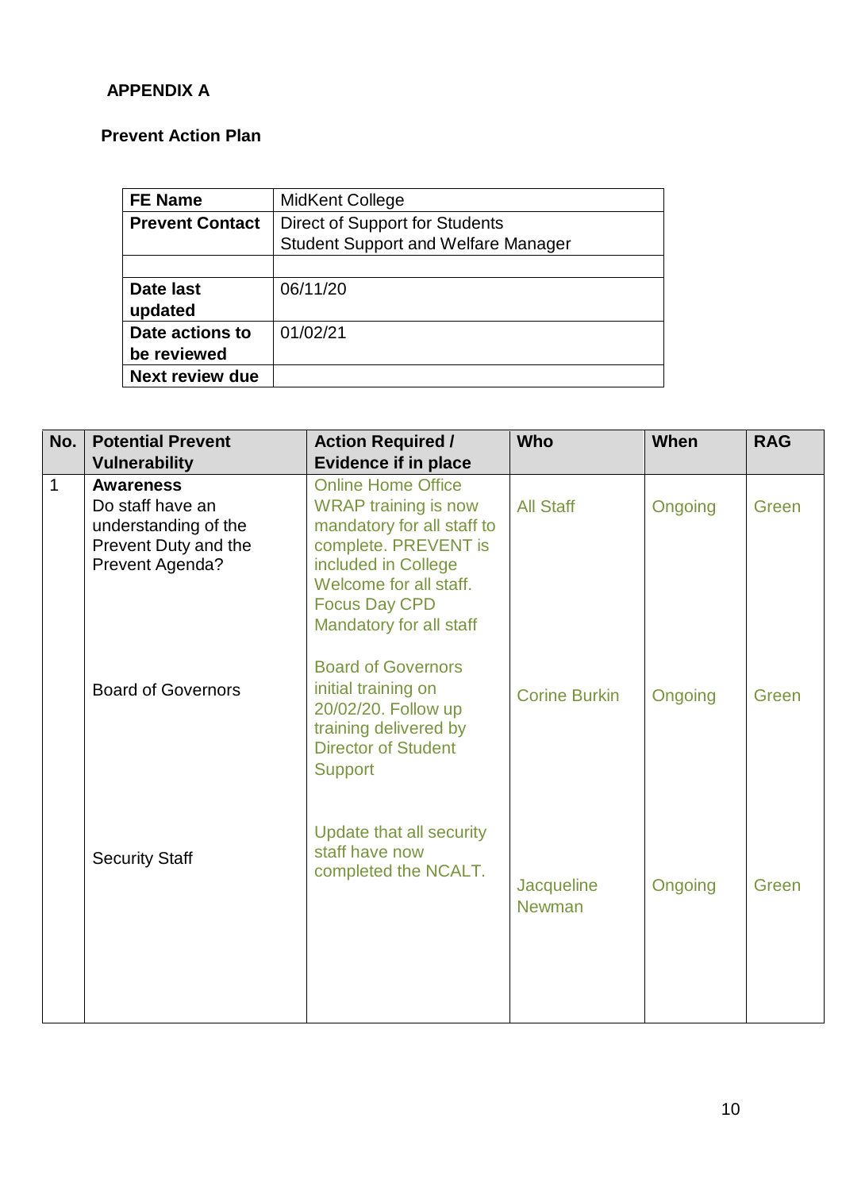**APPENDIX A**

**Prevent Action Plan**

| **FE Name** | MidKent College |
|---|---|
| **Prevent Contact** | Direct of Support for Students<br>Student Support and Welfare Manager |
| | |
| **Date last updated** | 06/11/20 |
| **Date actions to be reviewed** | 01/02/21 |
| **Next review due** | |

| No. | Potential Prevent Vulnerability | Action Required / Evidence if in place | Who | When | RAG |
|---|---|---|---|---|---|
| 1 | **Awareness**<br>Do staff have an understanding of the Prevent Duty and the Prevent Agenda? | Online Home Office WRAP training is now mandatory for all staff to complete. PREVENT is included in College Welcome for all staff. Focus Day CPD Mandatory for all staff | All Staff | Ongoing | Green |
| | Board of Governors | Board of Governors initial training on 20/02/20. Follow up training delivered by Director of Student Support | Corine Burkin | Ongoing | Green |
| | Security Staff | Update that all security staff have now completed the NCALT. | Jacqueline Newman | Ongoing | Green |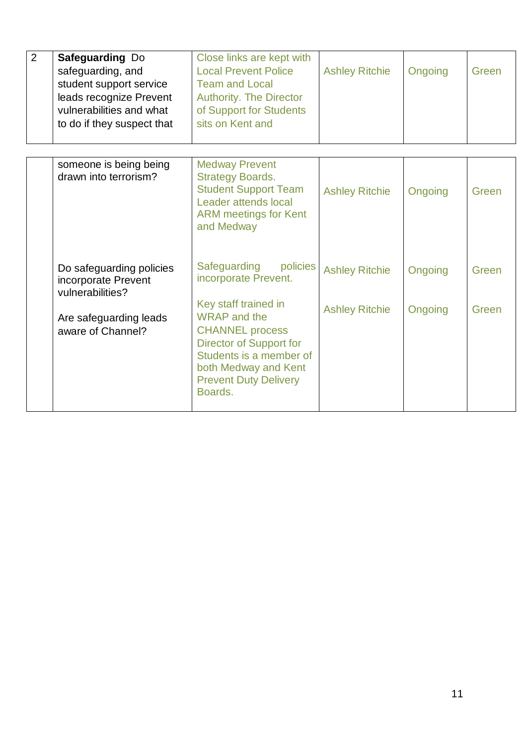| 2 | **Safeguarding** Do safeguarding, and student support service leads recognize Prevent vulnerabilities and what to do if they suspect that someone is being being drawn into terrorism? | Close links are kept with Local Prevent Police Team and Local Authority. The Director of Support for Students sits on Kent and Medway Prevent Strategy Boards. Student Support Team Leader attends local ARM meetings for Kent and Medway | Ashley Ritchie | Ongoing | Green |
|---|---|---|---|---|---|
| | Do safeguarding policies incorporate Prevent vulnerabilities? | Safeguarding policies incorporate Prevent. | Ashley Ritchie | Ongoing | Green |
| | Are safeguarding leads aware of Channel? | Key staff trained in WRAP and the CHANNEL process Director of Support for Students is a member of both Medway and Kent Prevent Duty Delivery Boards. | Ashley Ritchie | Ongoing | Green |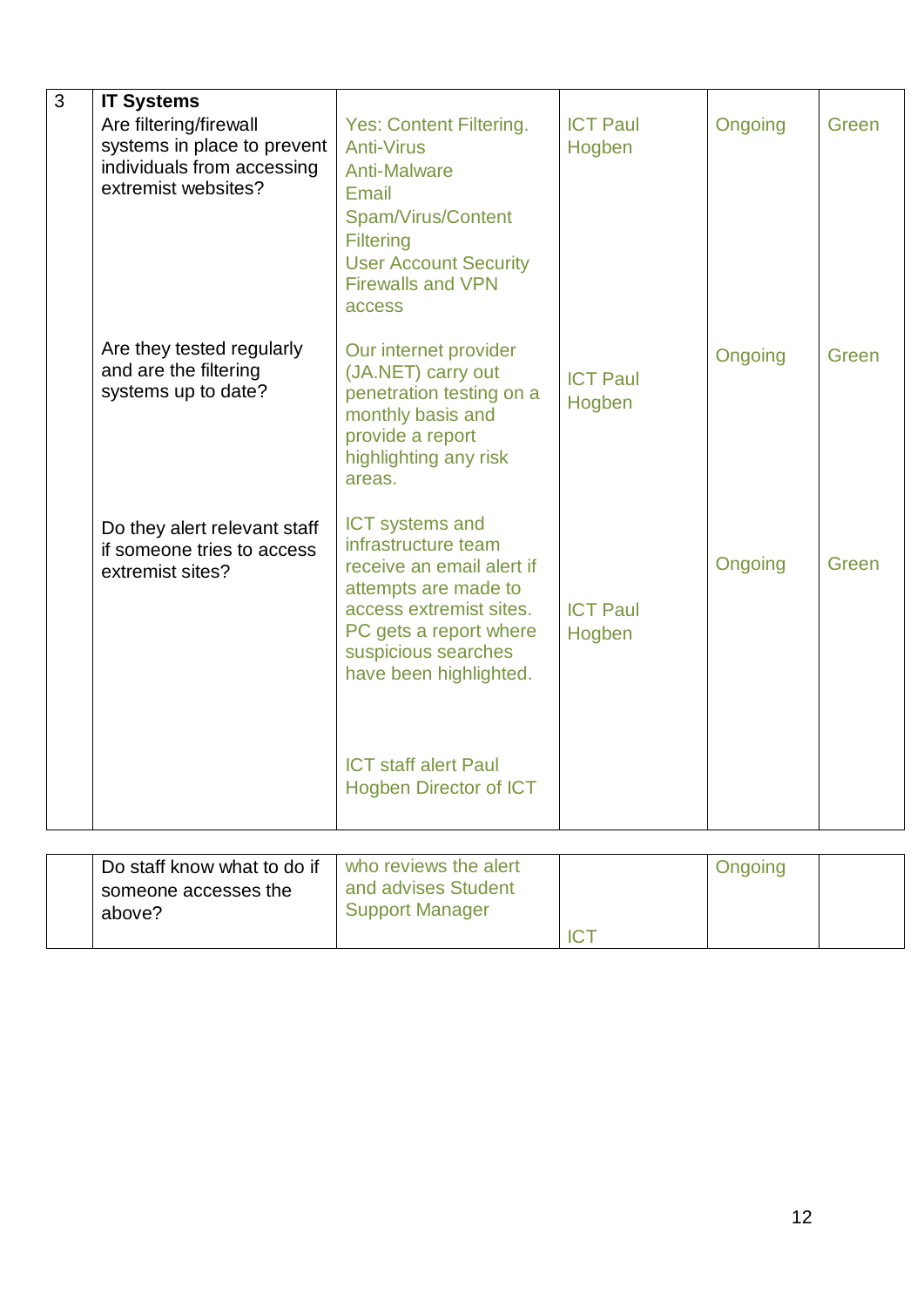| 3 | **IT Systems** Are filtering/firewall systems in place to prevent individuals from accessing extremist websites? | Yes: Content Filtering. Anti-Virus Anti-Malware Email Spam/Virus/Content Filtering User Account Security Firewalls and VPN access | ICT Paul Hogben | Ongoing | Green |
|---|---|---|---|---|---|
| | Are they tested regularly and are the filtering systems up to date? | Our internet provider (JA.NET) carry out penetration testing on a monthly basis and provide a report highlighting any risk areas. | ICT Paul Hogben | Ongoing | Green |
| | Do they alert relevant staff if someone tries to access extremist sites? | ICT systems and infrastructure team receive an email alert if attempts are made to access extremist sites. PC gets a report where suspicious searches have been highlighted. ICT staff alert Paul Hogben Director of ICT | ICT Paul Hogben | Ongoing | Green |
| | Do staff know what to do if someone accesses the above? | who reviews the alert and advises Student Support Manager | ICT | Ongoing | |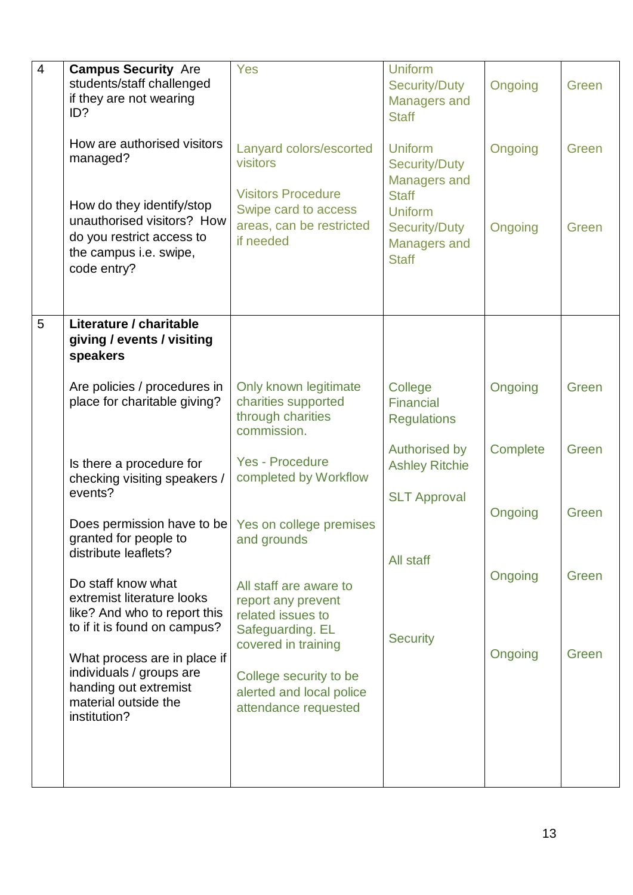| 4 | **Campus Security** Are students/staff challenged if they are not wearing ID? | Yes | Uniform Security/Duty Managers and Staff | Ongoing | Green |
|---|---|---|---|---|---|
| | How are authorised visitors managed? | Lanyard colors/escorted visitors | Uniform Security/Duty Managers and Staff | Ongoing | Green |
| | How do they identify/stop unauthorised visitors? How do you restrict access to the campus i.e. swipe, code entry? | Visitors Procedure Swipe card to access areas, can be restricted if needed | Uniform Security/Duty Managers and Staff | Ongoing | Green |
| 5 | **Literature / charitable giving / events / visiting speakers** | | | | |
| | Are policies / procedures in place for charitable giving? | Only known legitimate charities supported through charities commission. | College Financial Regulations | Ongoing | Green |
| | Is there a procedure for checking visiting speakers / events? | Yes - Procedure completed by Workflow | Authorised by Ashley Ritchie | Complete | Green |
| | Does permission have to be granted for people to distribute leaflets? | Yes on college premises and grounds | SLT Approval | Ongoing | Green |
| | Do staff know what extremist literature looks like? And who to report this to if it is found on campus? | All staff are aware to report any prevent related issues to Safeguarding. EL covered in training | All staff | Ongoing | Green |
| | What process are in place if individuals / groups are handing out extremist material outside the institution? | College security to be alerted and local police attendance requested | Security | Ongoing | Green |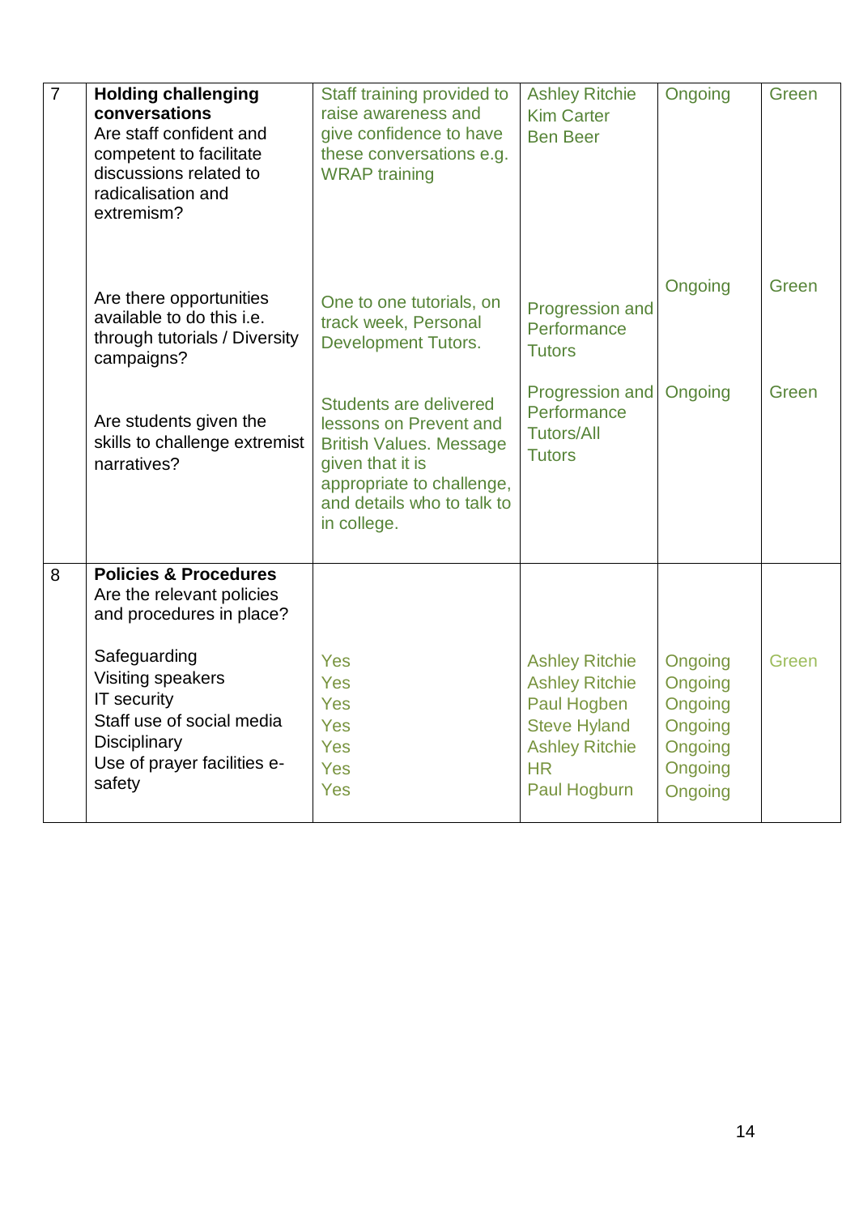| 7 | **Holding challenging conversations**<br>Are staff confident and competent to facilitate discussions related to radicalisation and extremism? | Staff training provided to raise awareness and give confidence to have these conversations e.g. WRAP training | Ashley Ritchie<br>Kim Carter<br>Ben Beer | Ongoing | Green |
|---|---|---|---|---|---|
| | Are there opportunities available to do this i.e. through tutorials / Diversity campaigns? | One to one tutorials, on track week, Personal Development Tutors. | Progression and Performance Tutors | Ongoing | Green |
| | Are students given the skills to challenge extremist narratives? | Students are delivered lessons on Prevent and British Values. Message given that it is appropriate to challenge, and details who to talk to in college. | Progression and Performance Tutors/All Tutors | Ongoing | Green |
| 8 | **Policies & Procedures**<br>Are the relevant policies and procedures in place?<br><br>Safeguarding<br>Visiting speakers<br>IT security<br>Staff use of social media<br>Disciplinary<br>Use of prayer facilities e-safety | Yes<br>Yes<br>Yes<br>Yes<br>Yes<br>Yes<br>Yes | Ashley Ritchie<br>Ashley Ritchie<br>Paul Hogben<br>Steve Hyland<br>Ashley Ritchie<br>HR<br>Paul Hogburn | Ongoing<br>Ongoing<br>Ongoing<br>Ongoing<br>Ongoing<br>Ongoing<br>Ongoing | Green |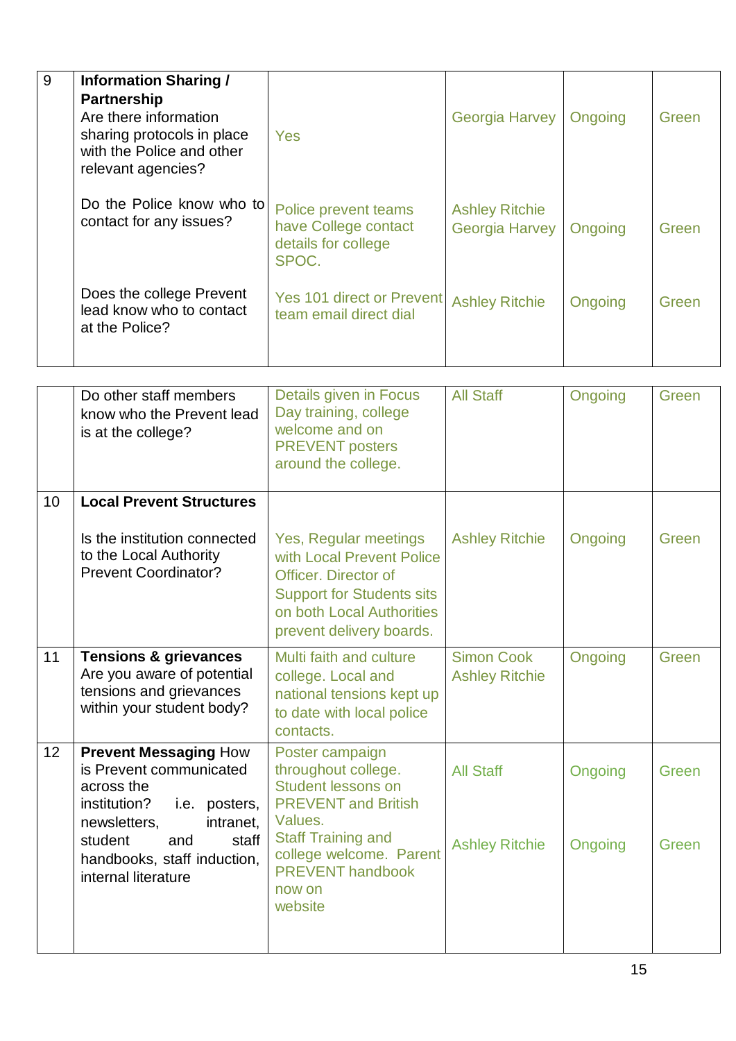| 9 | **Information Sharing / Partnership** Are there information sharing protocols in place with the Police and other relevant agencies? | Yes | Georgia Harvey | Ongoing | Green |
|---|---|---|---|---|---|
| | Do the Police know who to contact for any issues? | Police prevent teams have College contact details for college SPOC. | Ashley Ritchie Georgia Harvey | Ongoing | Green |
| | Does the college Prevent lead know who to contact at the Police? | Yes 101 direct or Prevent team email direct dial | Ashley Ritchie | Ongoing | Green |
| | Do other staff members know who the Prevent lead is at the college? | Details given in Focus Day training, college welcome and on PREVENT posters around the college. | All Staff | Ongoing | Green |
| 10 | **Local Prevent Structures** Is the institution connected to the Local Authority Prevent Coordinator? | Yes, Regular meetings with Local Prevent Police Officer. Director of Support for Students sits on both Local Authorities prevent delivery boards. | Ashley Ritchie | Ongoing | Green |
| 11 | **Tensions & grievances** Are you aware of potential tensions and grievances within your student body? | Multi faith and culture college. Local and national tensions kept up to date with local police contacts. | Simon Cook Ashley Ritchie | Ongoing | Green |
| 12 | **Prevent Messaging** How is Prevent communicated across the institution? i.e. posters, newsletters, intranet, student and staff handbooks, staff induction, internal literature | Poster campaign throughout college. Student lessons on PREVENT and British Values. | All Staff | Ongoing | Green |
| | | Staff Training and college welcome. Parent PREVENT handbook now on website | Ashley Ritchie | Ongoing | Green |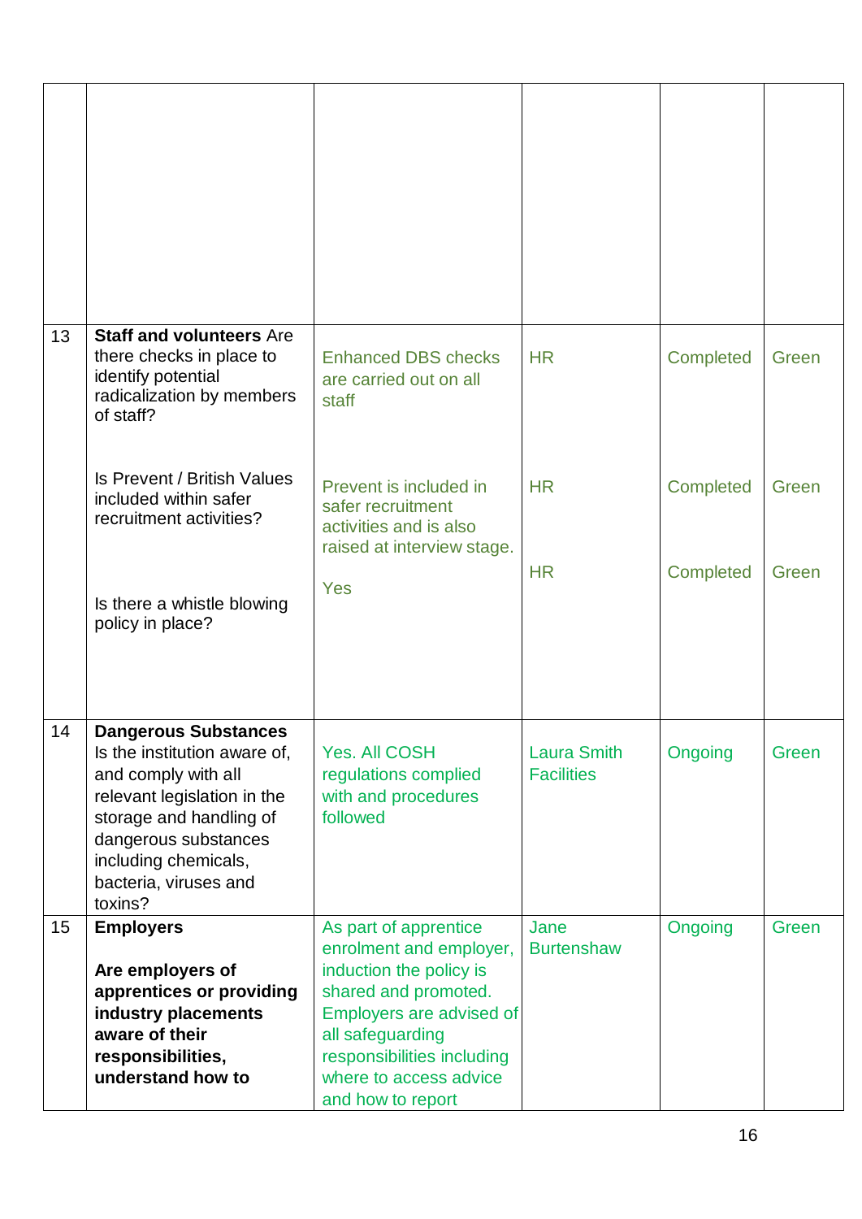| | | | | | |
|---|---|---|---|---|---|
| | | | | | |
| 13 | **Staff and volunteers** Are there checks in place to identify potential radicalization by members of staff?<br><br>Is Prevent / British Values included within safer recruitment activities?<br><br>Is there a whistle blowing policy in place? | Enhanced DBS checks are carried out on all staff<br><br>Prevent is included in safer recruitment activities and is also raised at interview stage.<br><br>Yes | HR<br><br>HR<br><br>HR | Completed<br><br>Completed<br><br>Completed | Green<br><br>Green<br><br>Green |
| 14 | **Dangerous Substances** Is the institution aware of, and comply with all relevant legislation in the storage and handling of dangerous substances including chemicals, bacteria, viruses and toxins? | Yes. All COSH regulations complied with and procedures followed | Laura Smith Facilities | Ongoing | Green |
| 15 | **Employers**<br><br>**Are employers of apprentices or providing industry placements aware of their responsibilities, understand how to** | As part of apprentice enrolment and employer, induction the policy is shared and promoted. Employers are advised of all safeguarding responsibilities including where to access advice and how to report | Jane Burtenshaw | Ongoing | Green |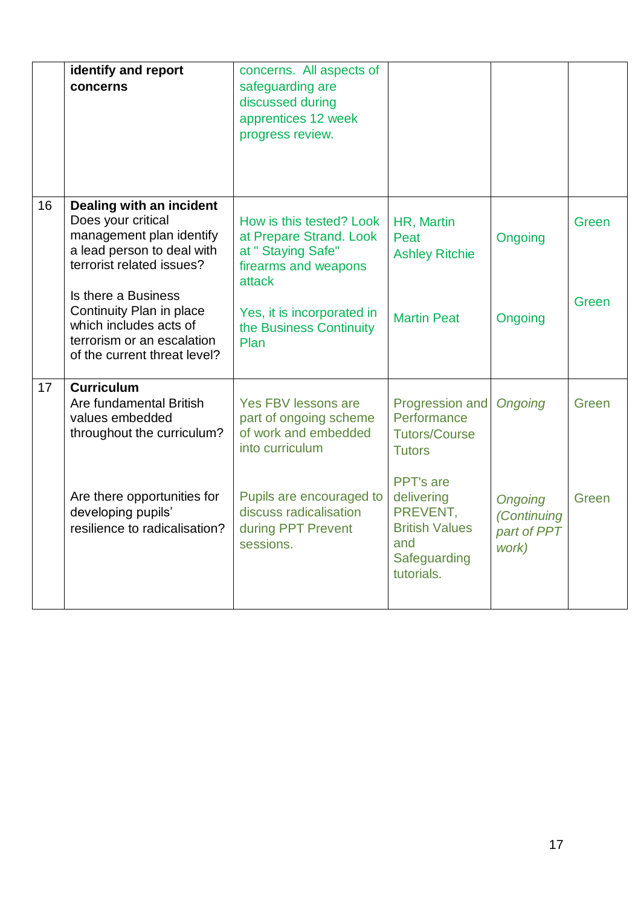| | | | | | |
|---|---|---|---|---|---|
| | **identify and report concerns** | concerns. All aspects of safeguarding are discussed during apprentices 12 week progress review. | | | |
| 16 | **Dealing with an incident**<br>Does your critical management plan identify a lead person to deal with terrorist related issues?<br><br>Is there a Business Continuity Plan in place which includes acts of terrorism or an escalation of the current threat level? | How is this tested? Look at Prepare Strand. Look at " Staying Safe" firearms and weapons attack<br><br>Yes, it is incorporated in the Business Continuity Plan | HR, Martin Peat<br>Ashley Ritchie<br><br>Martin Peat | Ongoing<br><br>Ongoing | Green<br><br>Green |
| 17 | **Curriculum**<br>Are fundamental British values embedded throughout the curriculum?<br><br>Are there opportunities for developing pupils' resilience to radicalisation? | Yes FBV lessons are part of ongoing scheme of work and embedded into curriculum<br><br>Pupils are encouraged to discuss radicalisation during PPT Prevent sessions. | Progression and Performance Tutors/Course Tutors<br><br>PPT's are delivering PREVENT, British Values and Safeguarding tutorials. | *Ongoing*<br><br>*Ongoing (Continuing part of PPT work)* | Green<br><br>Green |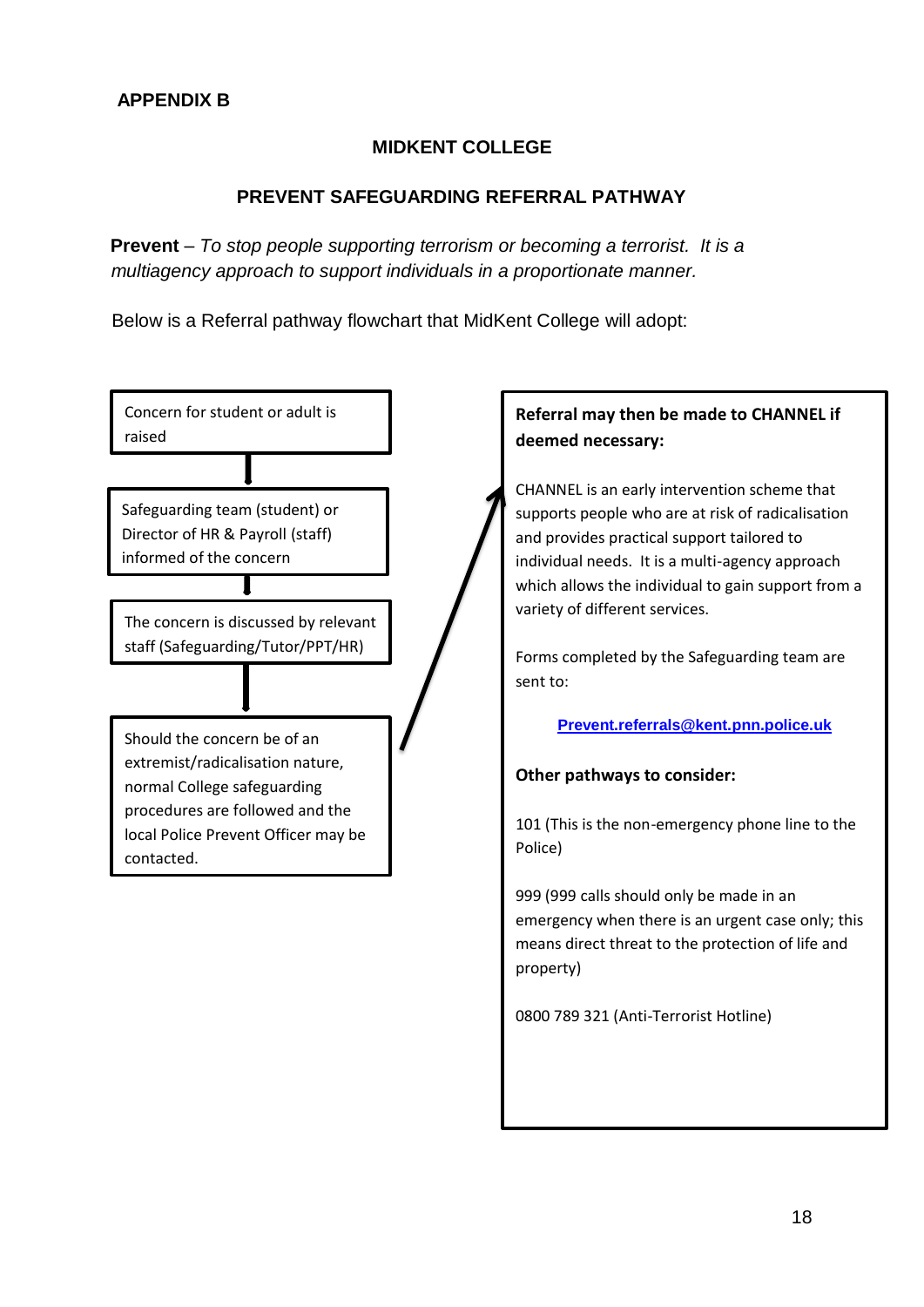**APPENDIX B**

## MIDKENT COLLEGE

### PREVENT SAFEGUARDING REFERRAL PATHWAY

**Prevent** – *To stop people supporting terrorism or becoming a terrorist. It is a multiagency approach to support individuals in a proportionate manner.*

Below is a Referral pathway flowchart that MidKent College will adopt:

Concern for student or adult is raised

Safeguarding team (student) or Director of HR & Payroll (staff) informed of the concern

The concern is discussed by relevant staff (Safeguarding/Tutor/PPT/HR)

Should the concern be of an extremist/radicalisation nature, normal College safeguarding procedures are followed and the local Police Prevent Officer may be contacted.

**Referral may then be made to CHANNEL if deemed necessary:**

CHANNEL is an early intervention scheme that supports people who are at risk of radicalisation and provides practical support tailored to individual needs. It is a multi-agency approach which allows the individual to gain support from a variety of different services.

Forms completed by the Safeguarding team are sent to:

**Prevent.referrals@kent.pnn.police.uk**

**Other pathways to consider:**

101 (This is the non-emergency phone line to the Police)

999 (999 calls should only be made in an emergency when there is an urgent case only; this means direct threat to the protection of life and property)

0800 789 321 (Anti-Terrorist Hotline)